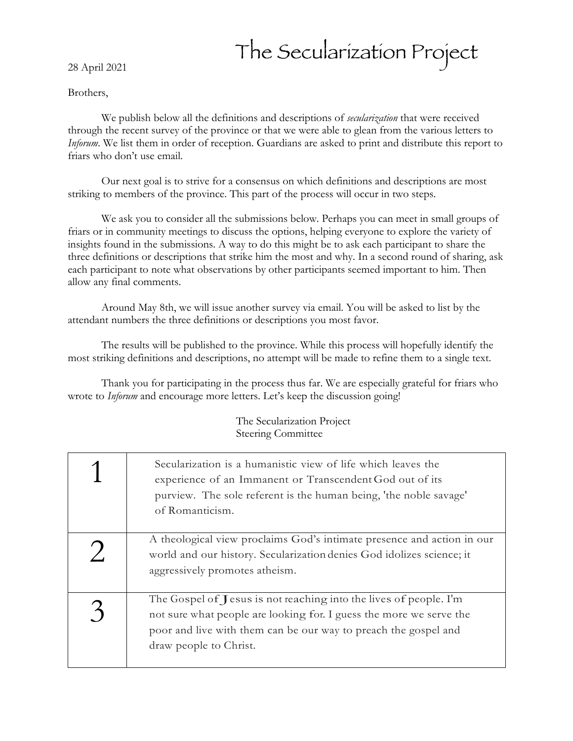# The Secularization Project

28 April 2021

Brothers,

We publish below all the definitions and descriptions of *secularization* that were received through the recent survey of the province or that we were able to glean from the various letters to *Inforum*. We list them in order of reception. Guardians are asked to print and distribute this report to friars who don't use email.

Our next goal is to strive for a consensus on which definitions and descriptions are most striking to members of the province. This part of the process will occur in two steps.

We ask you to consider all the submissions below. Perhaps you can meet in small groups of friars or in community meetings to discuss the options, helping everyone to explore the variety of insights found in the submissions. A way to do this might be to ask each participant to share the three definitions or descriptions that strike him the most and why. In a second round of sharing, ask each participant to note what observations by other participants seemed important to him. Then allow any final comments.

Around May 8th, we will issue another survey via email. You will be asked to list by the attendant numbers the three definitions or descriptions you most favor.

The results will be published to the province. While this process will hopefully identify the most striking definitions and descriptions, no attempt will be made to refine them to a single text.

Thank you for participating in the process thus far. We are especially grateful for friars who wrote to *Inforum* and encourage more letters. Let's keep the discussion going!

The Secularization Project
Steering Committee

| | |
|---|---|
| 1 | Secularization is a humanistic view of life which leaves the experience of an Immanent or Transcendent God out of its purview. The sole referent is the human being, 'the noble savage' of Romanticism. |
| 2 | A theological view proclaims God's intimate presence and action in our world and our history. Secularization denies God idolizes science; it aggressively promotes atheism. |
| 3 | The Gospel of Jesus is not reaching into the lives of people. I'm not sure what people are looking for. I guess the more we serve the poor and live with them can be our way to preach the gospel and draw people to Christ. |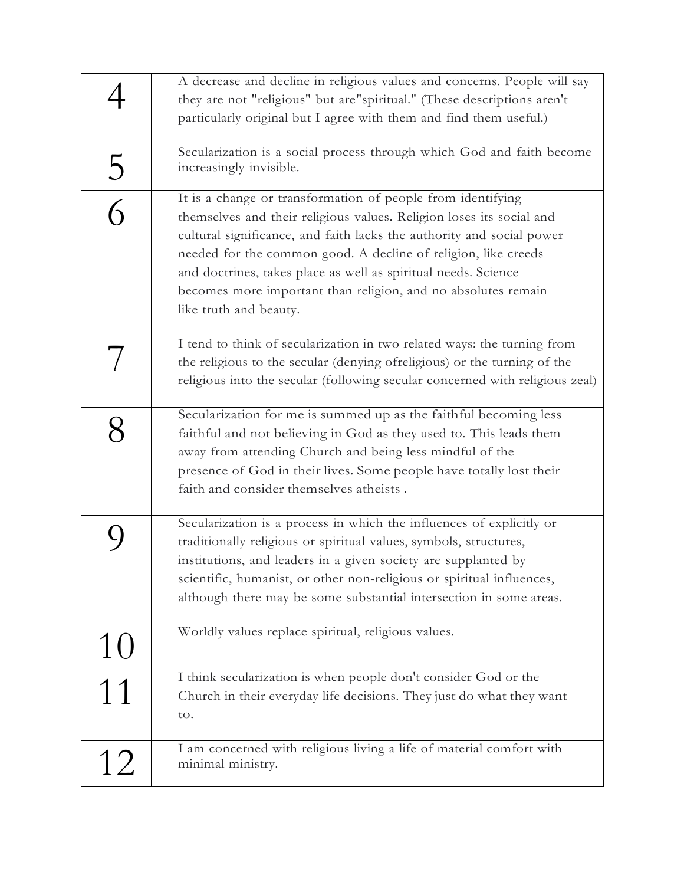| | |
|---|---|
| 4 | A decrease and decline in religious values and concerns. People will say they are not "religious" but are"spiritual." (These descriptions aren't particularly original but I agree with them and find them useful.) |
| 5 | Secularization is a social process through which God and faith become increasingly invisible. |
| 6 | It is a change or transformation of people from identifying themselves and their religious values. Religion loses its social and cultural significance, and faith lacks the authority and social power needed for the common good. A decline of religion, like creeds and doctrines, takes place as well as spiritual needs. Science becomes more important than religion, and no absolutes remain like truth and beauty. |
| 7 | I tend to think of secularization in two related ways: the turning from the religious to the secular (denying ofreligious) or the turning of the religious into the secular (following secular concerned with religious zeal) |
| 8 | Secularization for me is summed up as the faithful becoming less faithful and not believing in God as they used to. This leads them away from attending Church and being less mindful of the presence of God in their lives. Some people have totally lost their faith and consider themselves atheists . |
| 9 | Secularization is a process in which the influences of explicitly or traditionally religious or spiritual values, symbols, structures, institutions, and leaders in a given society are supplanted by scientific, humanist, or other non-religious or spiritual influences, although there may be some substantial intersection in some areas. |
| 10 | Worldly values replace spiritual, religious values. |
| 11 | I think secularization is when people don't consider God or the Church in their everyday life decisions. They just do what they want to. |
| 12 | I am concerned with religious living a life of material comfort with minimal ministry. |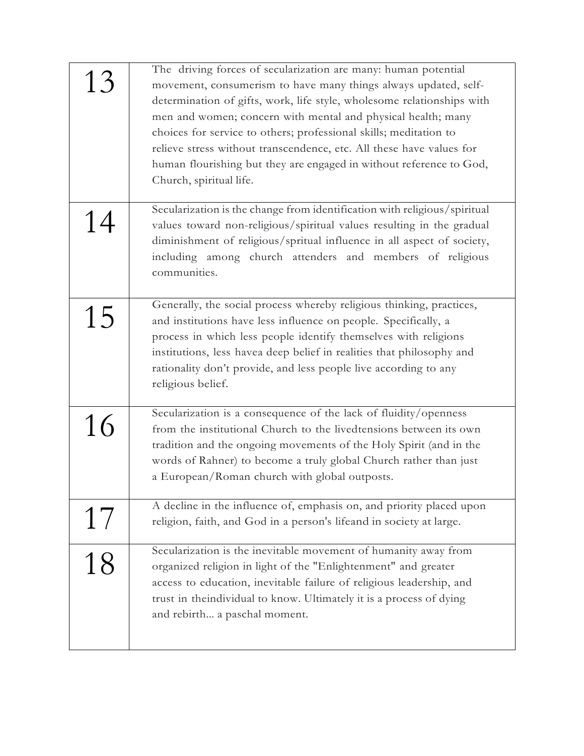| | |
|---|---|
| 13 | The driving forces of secularization are many: human potential movement, consumerism to have many things always updated, self-determination of gifts, work, life style, wholesome relationships with men and women; concern with mental and physical health; many choices for service to others; professional skills; meditation to relieve stress without transcendence, etc. All these have values for human flourishing but they are engaged in without reference to God, Church, spiritual life. |
| 14 | Secularization is the change from identification with religious/spiritual values toward non-religious/spiritual values resulting in the gradual diminishment of religious/spritual influence in all aspect of society, including among church attenders and members of religious communities. |
| 15 | Generally, the social process whereby religious thinking, practices, and institutions have less influence on people. Specifically, a process in which less people identify themselves with religions institutions, less havea deep belief in realities that philosophy and rationality don't provide, and less people live according to any religious belief. |
| 16 | Secularization is a consequence of the lack of fluidity/openness from the institutional Church to the livedtensions between its own tradition and the ongoing movements of the Holy Spirit (and in the words of Rahner) to become a truly global Church rather than just a European/Roman church with global outposts. |
| 17 | A decline in the influence of, emphasis on, and priority placed upon religion, faith, and God in a person's lifeand in society at large. |
| 18 | Secularization is the inevitable movement of humanity away from organized religion in light of the "Enlightenment" and greater access to education, inevitable failure of religious leadership, and trust in theindividual to know. Ultimately it is a process of dying and rebirth... a paschal moment. |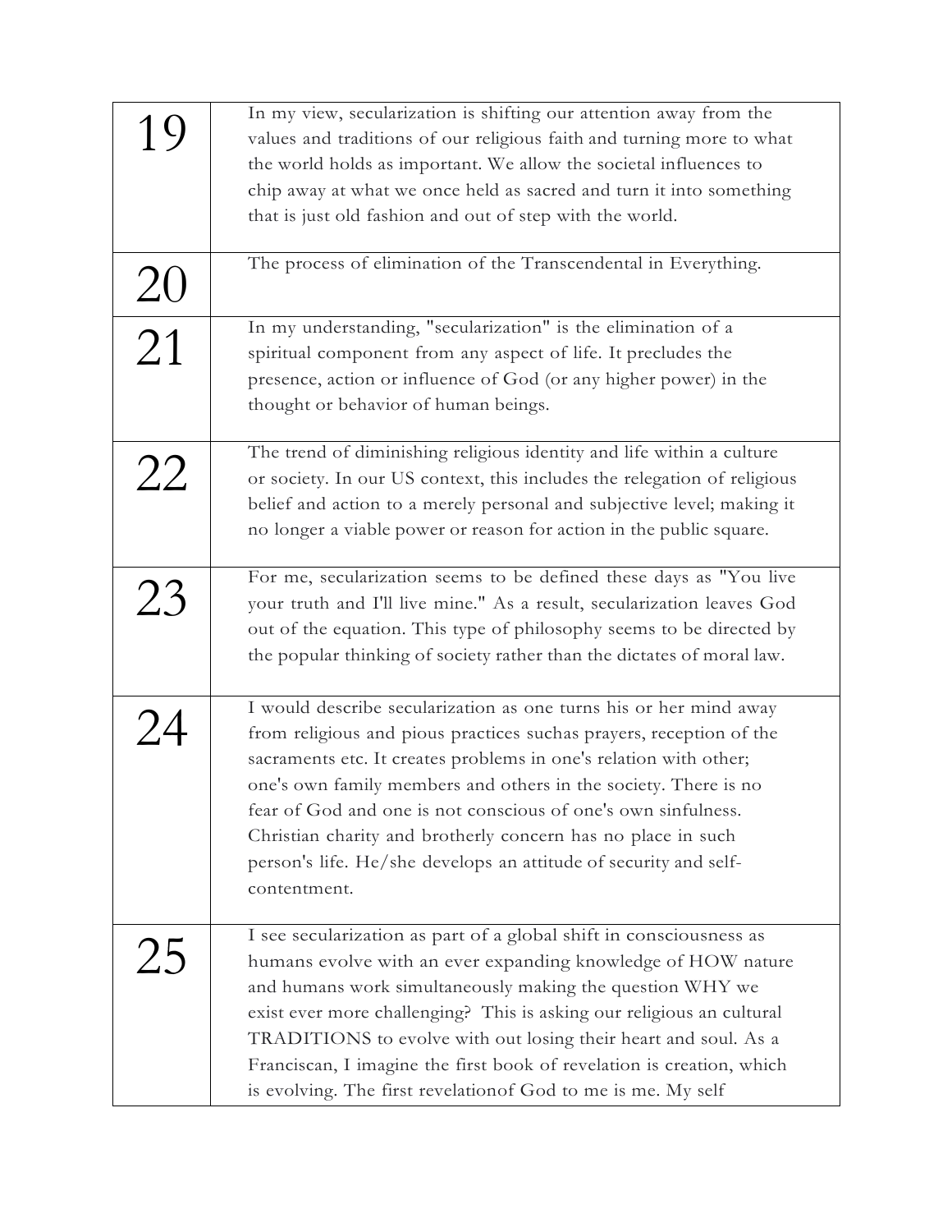| | |
|---|---|
| 19 | In my view, secularization is shifting our attention away from the values and traditions of our religious faith and turning more to what the world holds as important. We allow the societal influences to chip away at what we once held as sacred and turn it into something that is just old fashion and out of step with the world. |
| 20 | The process of elimination of the Transcendental in Everything. |
| 21 | In my understanding, "secularization" is the elimination of a spiritual component from any aspect of life. It precludes the presence, action or influence of God (or any higher power) in the thought or behavior of human beings. |
| 22 | The trend of diminishing religious identity and life within a culture or society. In our US context, this includes the relegation of religious belief and action to a merely personal and subjective level; making it no longer a viable power or reason for action in the public square. |
| 23 | For me, secularization seems to be defined these days as "You live your truth and I'll live mine." As a result, secularization leaves God out of the equation. This type of philosophy seems to be directed by the popular thinking of society rather than the dictates of moral law. |
| 24 | I would describe secularization as one turns his or her mind away from religious and pious practices suchas prayers, reception of the sacraments etc. It creates problems in one's relation with other; one's own family members and others in the society. There is no fear of God and one is not conscious of one's own sinfulness. Christian charity and brotherly concern has no place in such person's life. He/she develops an attitude of security and self-contentment. |
| 25 | I see secularization as part of a global shift in consciousness as humans evolve with an ever expanding knowledge of HOW nature and humans work simultaneously making the question WHY we exist ever more challenging? This is asking our religious an cultural TRADITIONS to evolve with out losing their heart and soul. As a Franciscan, I imagine the first book of revelation is creation, which is evolving. The first revelationof God to me is me. My self |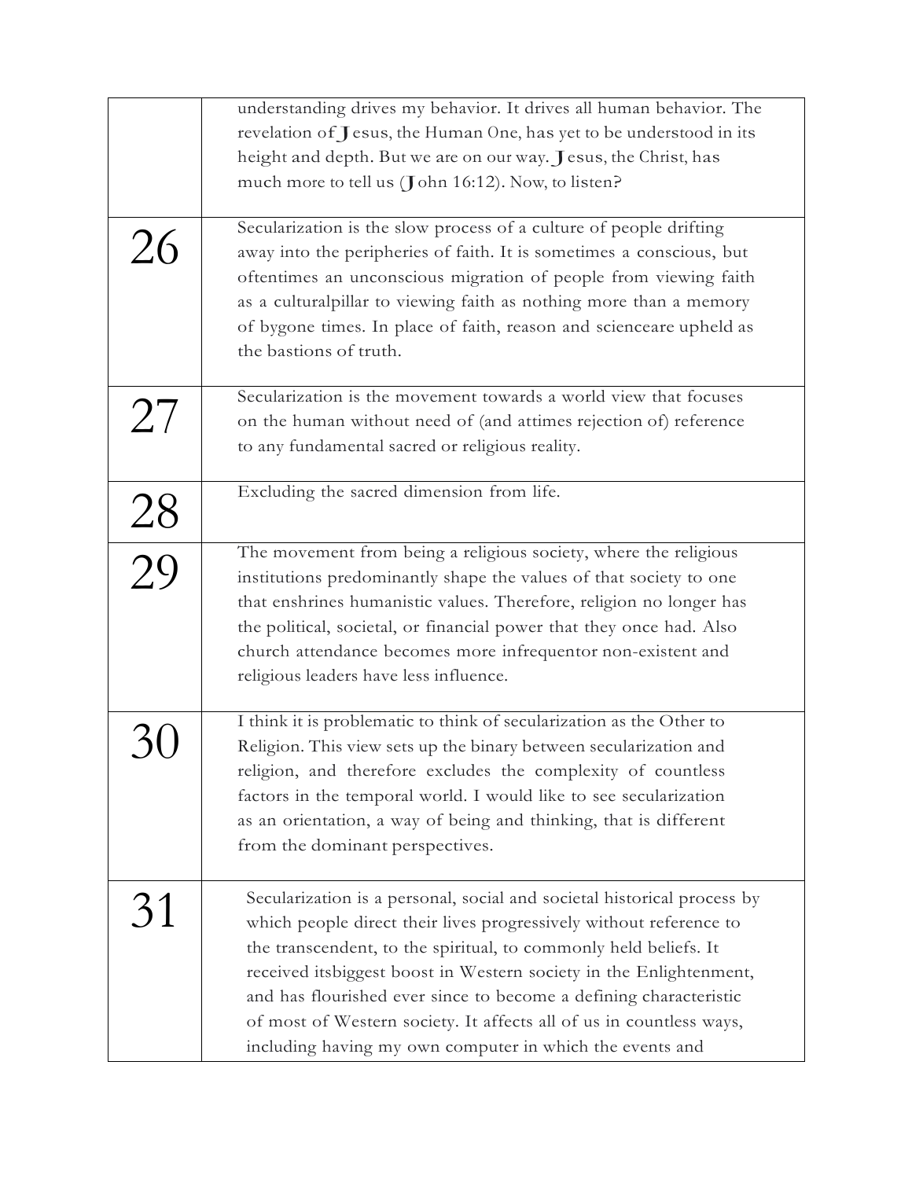| | |
|---|---|
| | understanding drives my behavior. It drives all human behavior. The revelation of Jesus, the Human One, has yet to be understood in its height and depth. But we are on our way. Jesus, the Christ, has much more to tell us (John 16:12). Now, to listen? |
| 26 | Secularization is the slow process of a culture of people drifting away into the peripheries of faith. It is sometimes a conscious, but oftentimes an unconscious migration of people from viewing faith as a culturalpillar to viewing faith as nothing more than a memory of bygone times. In place of faith, reason and scienceare upheld as the bastions of truth. |
| 27 | Secularization is the movement towards a world view that focuses on the human without need of (and attimes rejection of) reference to any fundamental sacred or religious reality. |
| 28 | Excluding the sacred dimension from life. |
| 29 | The movement from being a religious society, where the religious institutions predominantly shape the values of that society to one that enshrines humanistic values. Therefore, religion no longer has the political, societal, or financial power that they once had. Also church attendance becomes more infrequentor non-existent and religious leaders have less influence. |
| 30 | I think it is problematic to think of secularization as the Other to Religion. This view sets up the binary between secularization and religion, and therefore excludes the complexity of countless factors in the temporal world. I would like to see secularization as an orientation, a way of being and thinking, that is different from the dominant perspectives. |
| 31 | Secularization is a personal, social and societal historical process by which people direct their lives progressively without reference to the transcendent, to the spiritual, to commonly held beliefs. It received itsbiggest boost in Western society in the Enlightenment, and has flourished ever since to become a defining characteristic of most of Western society. It affects all of us in countless ways, including having my own computer in which the events and |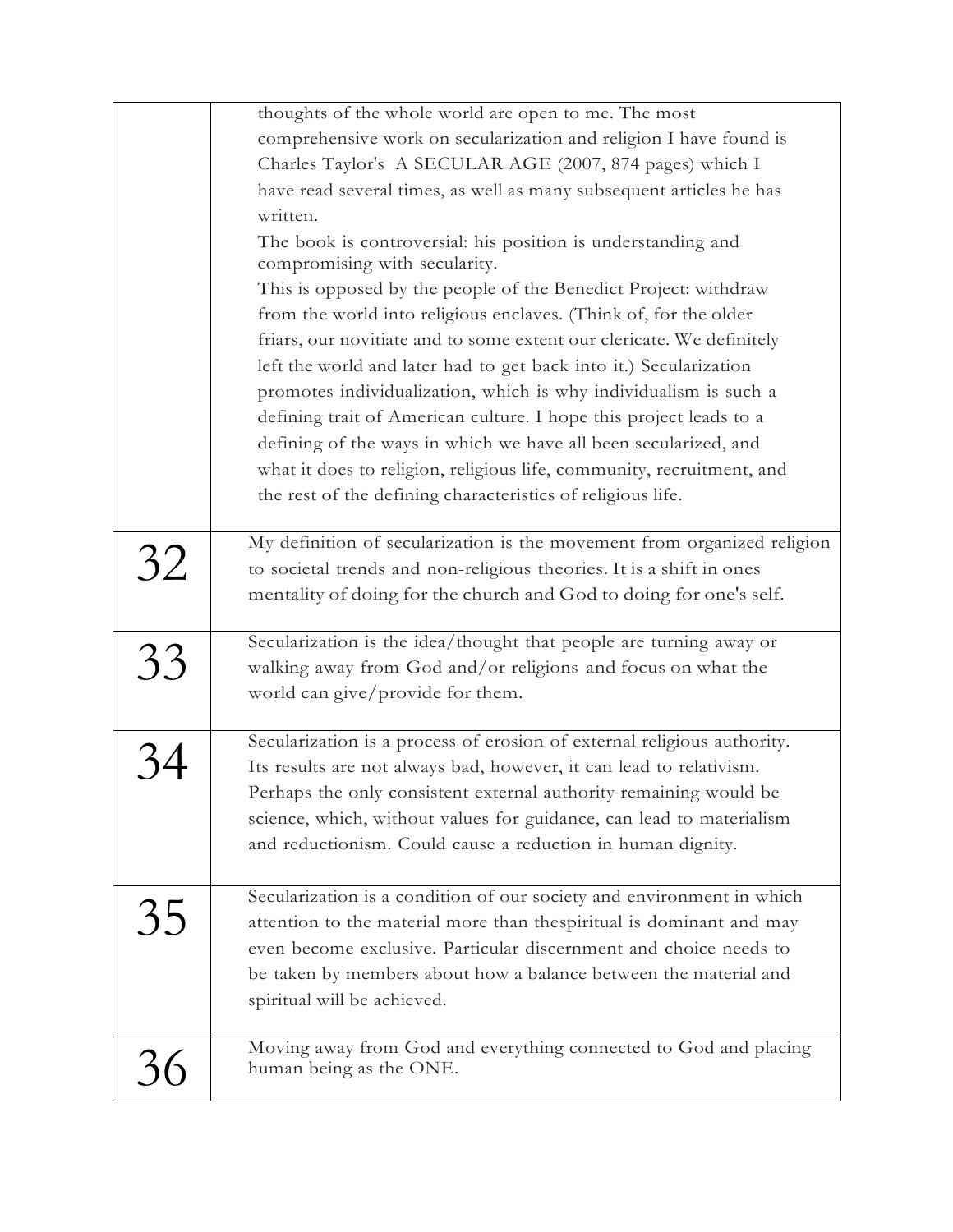| | |
|---|---|
| | thoughts of the whole world are open to me. The most comprehensive work on secularization and religion I have found is Charles Taylor's A SECULAR AGE (2007, 874 pages) which I have read several times, as well as many subsequent articles he has written.<br>The book is controversial: his position is understanding and compromising with secularity.<br>This is opposed by the people of the Benedict Project: withdraw from the world into religious enclaves. (Think of, for the older friars, our novitiate and to some extent our clericate. We definitely left the world and later had to get back into it.) Secularization promotes individualization, which is why individualism is such a defining trait of American culture. I hope this project leads to a defining of the ways in which we have all been secularized, and what it does to religion, religious life, community, recruitment, and the rest of the defining characteristics of religious life. |
| 32 | My definition of secularization is the movement from organized religion to societal trends and non-religious theories. It is a shift in ones mentality of doing for the church and God to doing for one's self. |
| 33 | Secularization is the idea/thought that people are turning away or walking away from God and/or religions and focus on what the world can give/provide for them. |
| 34 | Secularization is a process of erosion of external religious authority. Its results are not always bad, however, it can lead to relativism. Perhaps the only consistent external authority remaining would be science, which, without values for guidance, can lead to materialism and reductionism. Could cause a reduction in human dignity. |
| 35 | Secularization is a condition of our society and environment in which attention to the material more than thespiritual is dominant and may even become exclusive. Particular discernment and choice needs to be taken by members about how a balance between the material and spiritual will be achieved. |
| 36 | Moving away from God and everything connected to God and placing human being as the ONE. |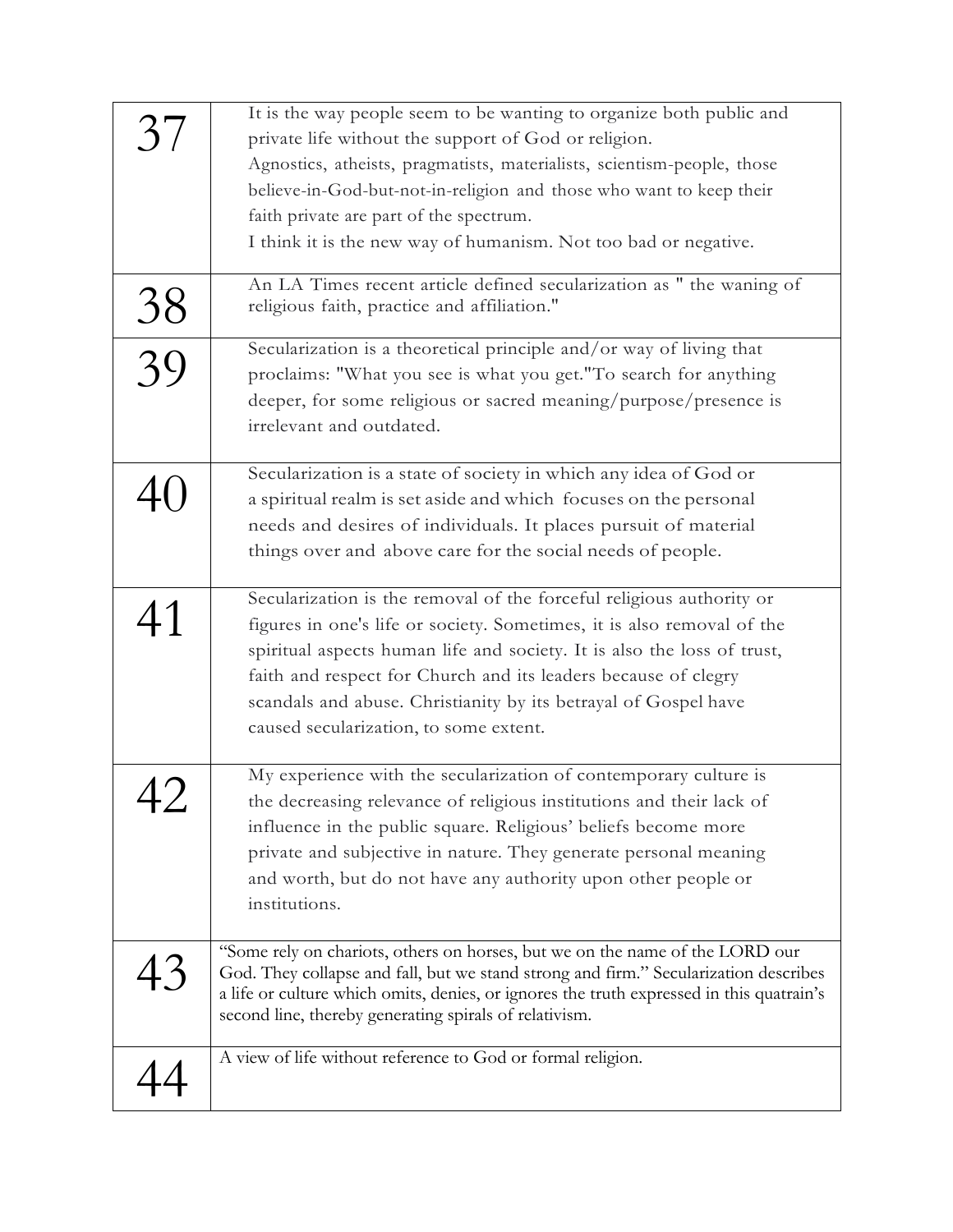| | |
|---|---|
| 37 | It is the way people seem to be wanting to organize both public and private life without the support of God or religion.<br>Agnostics, atheists, pragmatists, materialists, scientism-people, those believe-in-God-but-not-in-religion and those who want to keep their faith private are part of the spectrum.<br>I think it is the new way of humanism. Not too bad or negative. |
| 38 | An LA Times recent article defined secularization as " the waning of religious faith, practice and affiliation." |
| 39 | Secularization is a theoretical principle and/or way of living that proclaims: "What you see is what you get."To search for anything deeper, for some religious or sacred meaning/purpose/presence is irrelevant and outdated. |
| 40 | Secularization is a state of society in which any idea of God or a spiritual realm is set aside and which focuses on the personal needs and desires of individuals. It places pursuit of material things over and above care for the social needs of people. |
| 41 | Secularization is the removal of the forceful religious authority or figures in one's life or society. Sometimes, it is also removal of the spiritual aspects human life and society. It is also the loss of trust, faith and respect for Church and its leaders because of clegry scandals and abuse. Christianity by its betrayal of Gospel have caused secularization, to some extent. |
| 42 | My experience with the secularization of contemporary culture is the decreasing relevance of religious institutions and their lack of influence in the public square. Religious' beliefs become more private and subjective in nature. They generate personal meaning and worth, but do not have any authority upon other people or institutions. |
| 43 | "Some rely on chariots, others on horses, but we on the name of the LORD our God. They collapse and fall, but we stand strong and firm." Secularization describes a life or culture which omits, denies, or ignores the truth expressed in this quatrain's second line, thereby generating spirals of relativism. |
| 44 | A view of life without reference to God or formal religion. |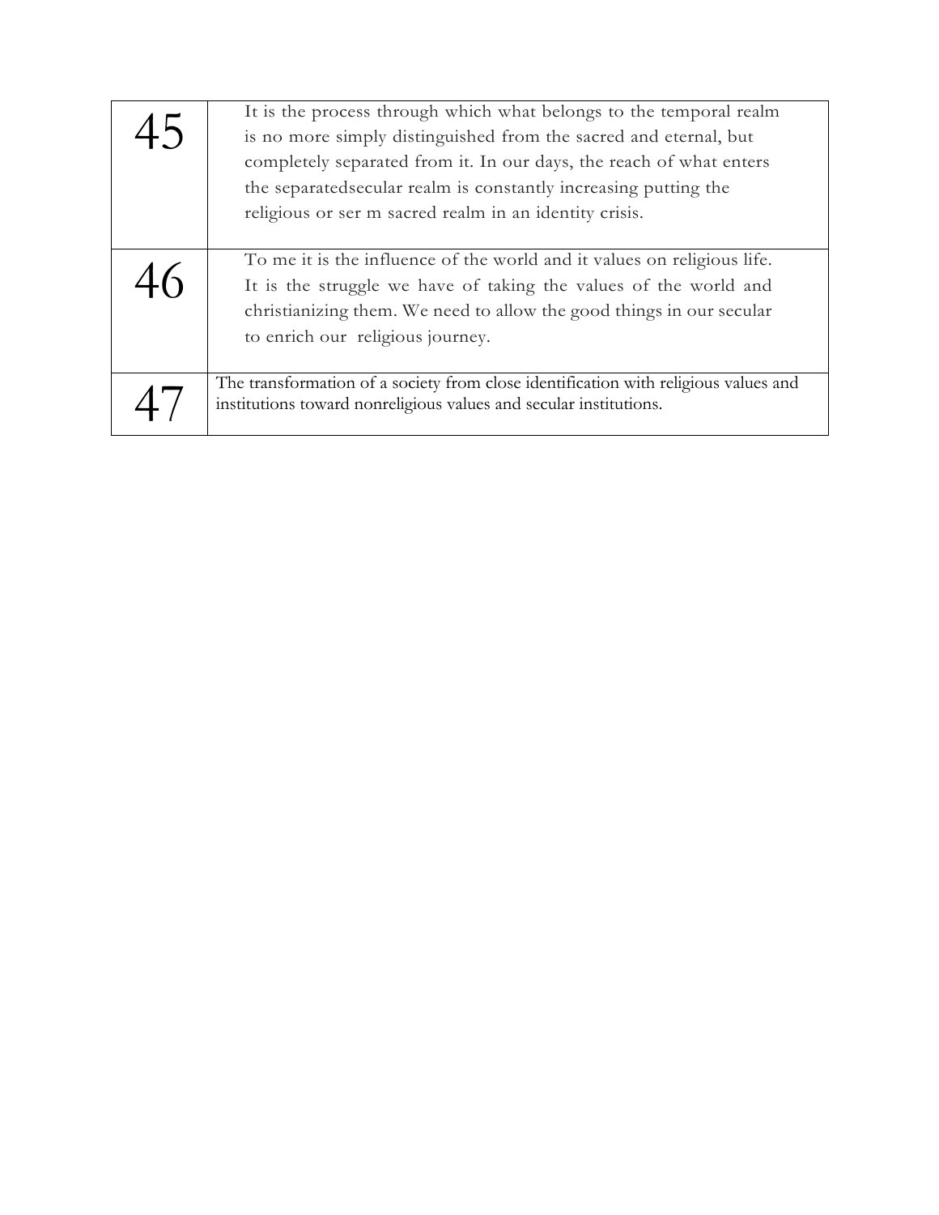| | |
|---|---|
| 45 | It is the process through which what belongs to the temporal realm is no more simply distinguished from the sacred and eternal, but completely separated from it. In our days, the reach of what enters the separatedsecular realm is constantly increasing putting the religious or ser m sacred realm in an identity crisis. |
| 46 | To me it is the influence of the world and it values on religious life. It is the struggle we have of taking the values of the world and christianizing them. We need to allow the good things in our secular to enrich our religious journey. |
| 47 | The transformation of a society from close identification with religious values and institutions toward nonreligious values and secular institutions. |